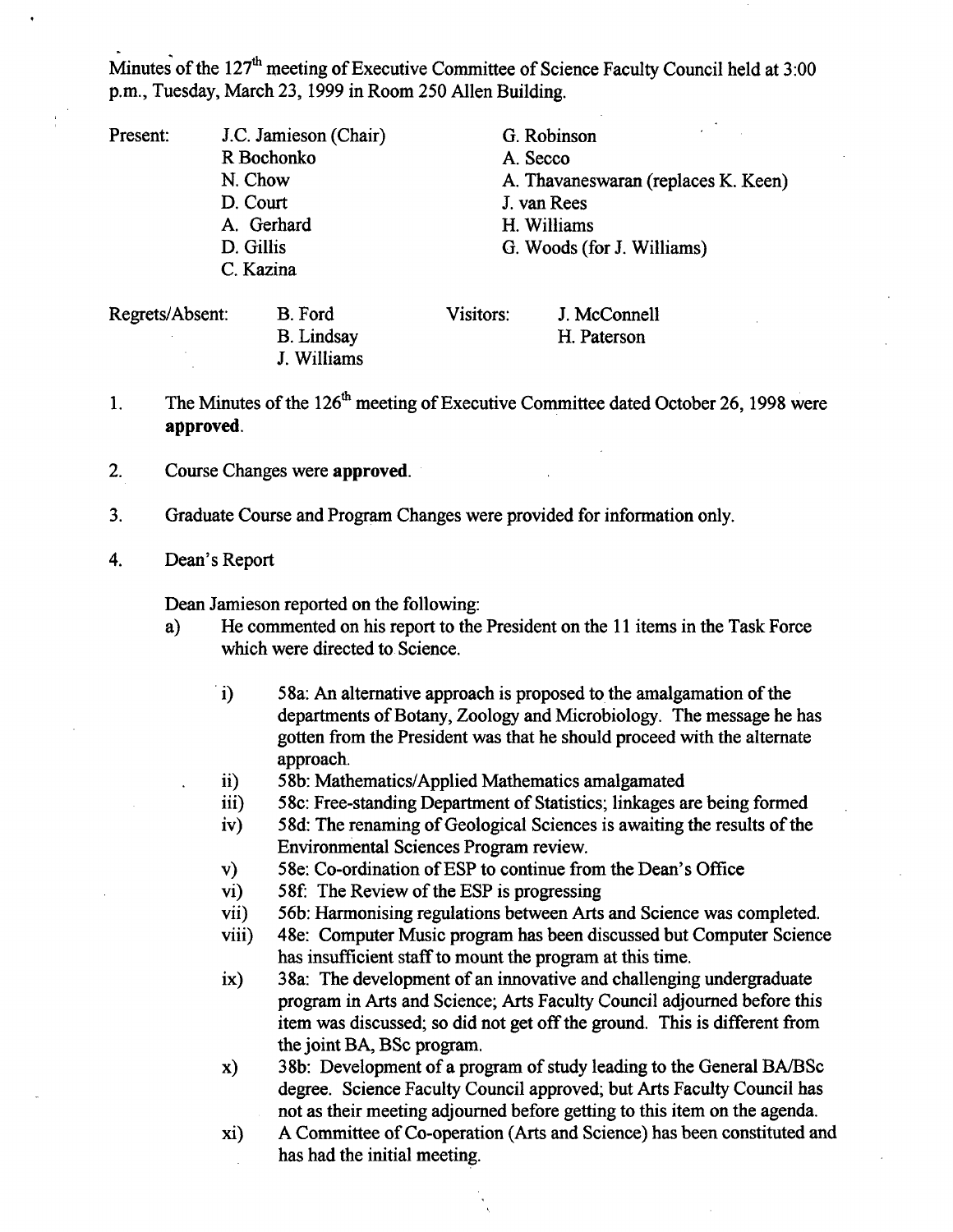Minutes of the 127th meeting of Executive Committee of Science Faculty Council held at 3:00 p.m., Tuesday, March 23, 1999 in Room 250 Allen Building.

| Present: | | |
|---|---|---|
| | J.C. Jamieson (Chair) | G. Robinson |
| | R Bochonko | A. Secco |
| | N. Chow | A. Thavaneswaran (replaces K. Keen) |
| | D. Court | J. van Rees |
| | A. Gerhard | H. Williams |
| | D. Gillis | G. Woods (for J. Williams) |
| | C. Kazina | |

| Regrets/Absent: | | Visitors: | |
|---|---|---|---|
| | B. Ford | | J. McConnell |
| | B. Lindsay | | H. Paterson |
| | J. Williams | | |

1. The Minutes of the 126th meeting of Executive Committee dated October 26, 1998 were **approved**.

2. Course Changes were **approved**.

3. Graduate Course and Program Changes were provided for information only.

4. Dean's Report

   Dean Jamieson reported on the following:

   a) He commented on his report to the President on the 11 items in the Task Force which were directed to Science.

      i) 58a: An alternative approach is proposed to the amalgamation of the departments of Botany, Zoology and Microbiology. The message he has gotten from the President was that he should proceed with the alternate approach.
      ii) 58b: Mathematics/Applied Mathematics amalgamated
      iii) 58c: Free-standing Department of Statistics; linkages are being formed
      iv) 58d: The renaming of Geological Sciences is awaiting the results of the Environmental Sciences Program review.
      v) 58e: Co-ordination of ESP to continue from the Dean's Office
      vi) 58f: The Review of the ESP is progressing
      vii) 56b: Harmonising regulations between Arts and Science was completed.
      viii) 48e: Computer Music program has been discussed but Computer Science has insufficient staff to mount the program at this time.
      ix) 38a: The development of an innovative and challenging undergraduate program in Arts and Science; Arts Faculty Council adjourned before this item was discussed; so did not get off the ground. This is different from the joint BA, BSc program.
      x) 38b: Development of a program of study leading to the General BA/BSc degree. Science Faculty Council approved; but Arts Faculty Council has not as their meeting adjourned before getting to this item on the agenda.
      xi) A Committee of Co-operation (Arts and Science) has been constituted and has had the initial meeting.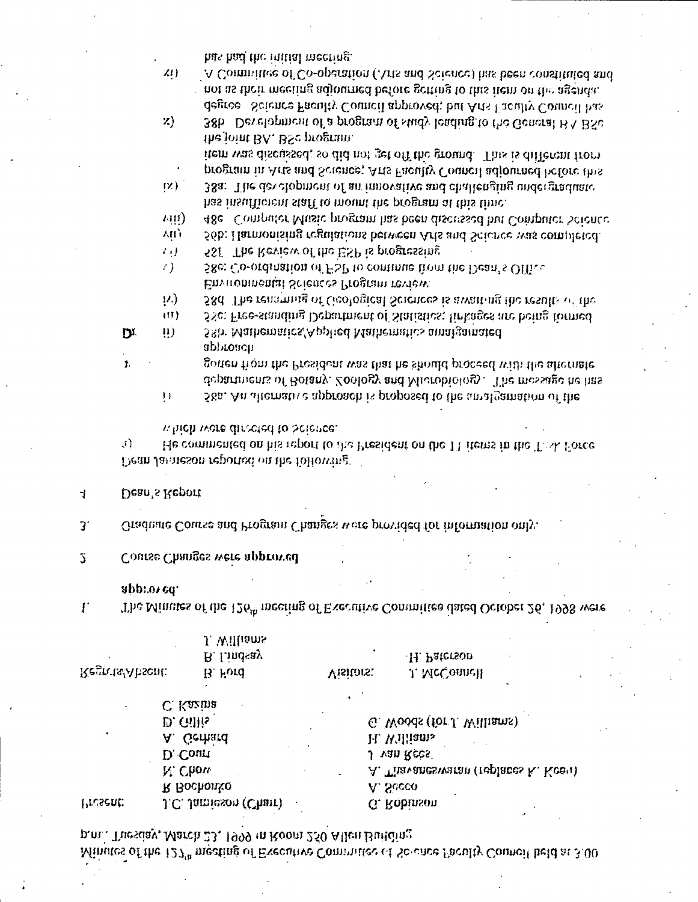Minutes of the 127th meeting of Executive Committee of Science Faculty Council held at 3:00 p.m., Tuesday, March 23, 1999 in Room 250 Allen Building

| | | | |
|---|---|---|---|
| Present: | I.C. Jamieson (Chair) | | G. Robinson |
| | R Bochonko | | A. Secco |
| | N. Chow | | A. Thavaneswaran (replaces K. Keen) |
| | D. Court | | J. van Rees |
| | A. Gerhard | | H. Williams |
| | D. Gillis | | G. Woods (for J. Williams) |
| | C. Kazina | | |
| Regrets/Absent: | B. Ford | Visitors: | J. McConnell |
| | B. Lindsay | | H. Paterson |
| | J. Williams | | |

1. The Minutes of the 126th meeting of Executive Committee dated October 26, 1998 were approved.

2. Course Changes were approved

3. Graduate Course and Program Changes were provided for information only.

4. Dean's Report

Dean Jamieson reported on the following:

a) He commented on his report to the President on the 11 items in the Task Force which were directed to Science.

   i) 58a: An alternative approach is proposed to the amalgamation of the departments of Botany, Zoology and Microbiology. The message he has gotten from the President was that he should proceed with the alternate approach

   ii) 58b: Mathematics/Applied Mathematics amalgamated

   iii) 58c: Free-standing Department of Statistics; linkages are being formed

   iv) 58d: The renaming of Geological Sciences is awaiting the results of the Environmental Sciences Program review.

   v) 58e: Co-ordination of ESP to continue from the Dean's Office

   vi) 58f: The Review of the ESP is progressing

   vii) 56b: Harmonising regulations between Arts and Science was completed.

   viii) 48e: Computer Music program has been discussed but Computer Science has insufficient staff to mount the program at this time.

   ix) 38a: The development of an innovative and challenging undergraduate program in Arts and Science; Arts Faculty Council adjourned before this item was discussed, so did not get off the ground. This is different from the joint BA/BSc program.

   x) 38b: Development of a program of study leading to the General BA BSc degree - Science Faculty Council approved; but Arts Faculty Council has not as their meeting adjourned before getting to this item on the agenda.

   xi) A Committee of Co-operation (Arts and Science) has been constituted and has had the initial meeting.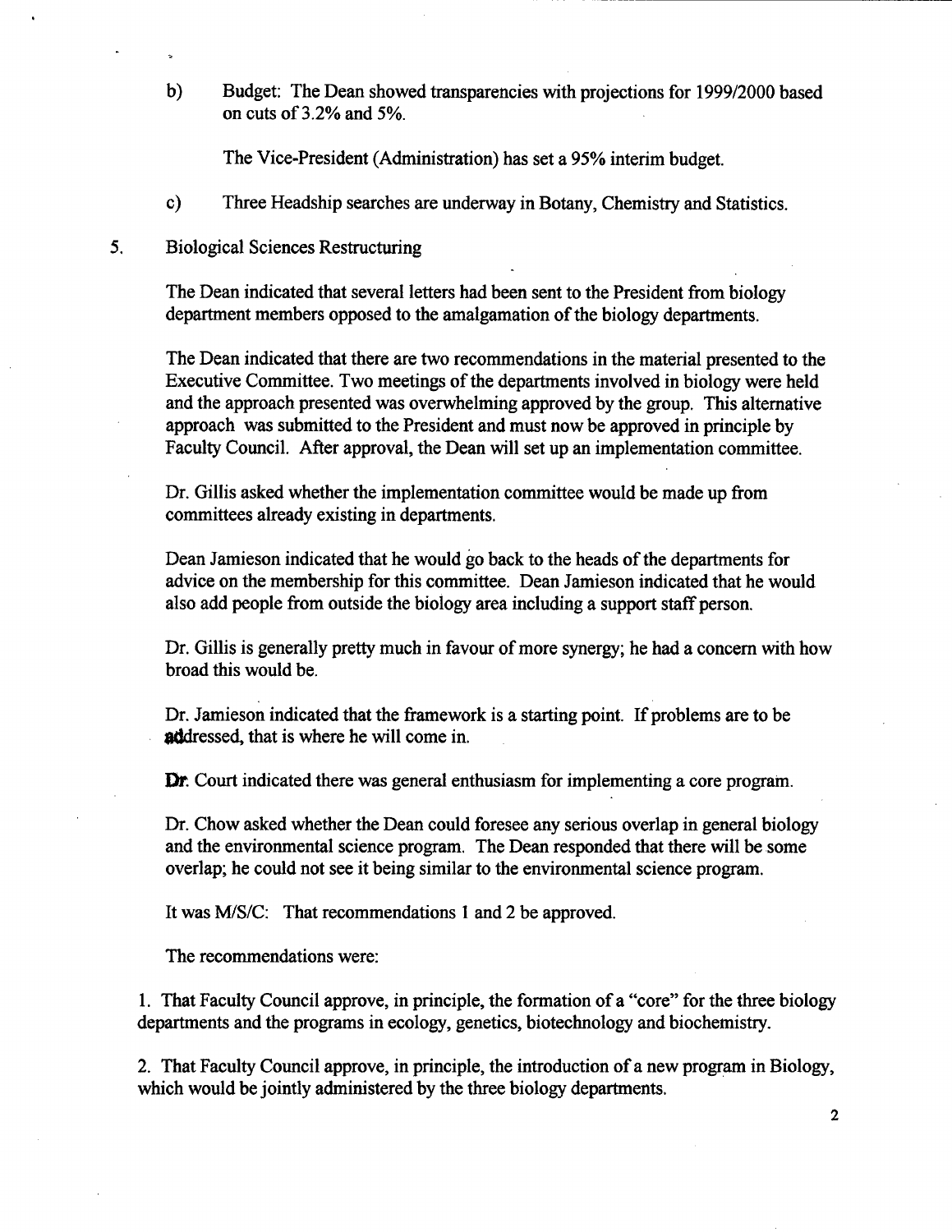b) Budget: The Dean showed transparencies with projections for 1999/2000 based on cuts of 3.2% and 5%.

The Vice-President (Administration) has set a 95% interim budget.

c) Three Headship searches are underway in Botany, Chemistry and Statistics.

5. Biological Sciences Restructuring

The Dean indicated that several letters had been sent to the President from biology department members opposed to the amalgamation of the biology departments.

The Dean indicated that there are two recommendations in the material presented to the Executive Committee. Two meetings of the departments involved in biology were held and the approach presented was overwhelming approved by the group. This alternative approach was submitted to the President and must now be approved in principle by Faculty Council. After approval, the Dean will set up an implementation committee.

Dr. Gillis asked whether the implementation committee would be made up from committees already existing in departments.

Dean Jamieson indicated that he would go back to the heads of the departments for advice on the membership for this committee. Dean Jamieson indicated that he would also add people from outside the biology area including a support staff person.

Dr. Gillis is generally pretty much in favour of more synergy; he had a concern with how broad this would be.

Dr. Jamieson indicated that the framework is a starting point. If problems are to be addressed, that is where he will come in.

Dr. Court indicated there was general enthusiasm for implementing a core program.

Dr. Chow asked whether the Dean could foresee any serious overlap in general biology and the environmental science program. The Dean responded that there will be some overlap; he could not see it being similar to the environmental science program.

It was M/S/C: That recommendations 1 and 2 be approved.

The recommendations were:

1. That Faculty Council approve, in principle, the formation of a "core" for the three biology departments and the programs in ecology, genetics, biotechnology and biochemistry.

2. That Faculty Council approve, in principle, the introduction of a new program in Biology, which would be jointly administered by the three biology departments.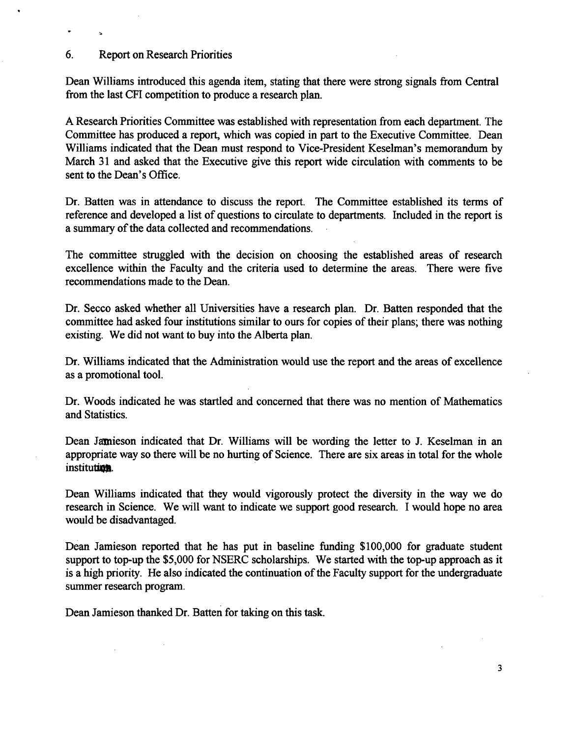6. Report on Research Priorities

Dean Williams introduced this agenda item, stating that there were strong signals from Central from the last CFI competition to produce a research plan.

A Research Priorities Committee was established with representation from each department. The Committee has produced a report, which was copied in part to the Executive Committee. Dean Williams indicated that the Dean must respond to Vice-President Keselman's memorandum by March 31 and asked that the Executive give this report wide circulation with comments to be sent to the Dean's Office.

Dr. Batten was in attendance to discuss the report. The Committee established its terms of reference and developed a list of questions to circulate to departments. Included in the report is a summary of the data collected and recommendations.

The committee struggled with the decision on choosing the established areas of research excellence within the Faculty and the criteria used to determine the areas. There were five recommendations made to the Dean.

Dr. Secco asked whether all Universities have a research plan. Dr. Batten responded that the committee had asked four institutions similar to ours for copies of their plans; there was nothing existing. We did not want to buy into the Alberta plan.

Dr. Williams indicated that the Administration would use the report and the areas of excellence as a promotional tool.

Dr. Woods indicated he was startled and concerned that there was no mention of Mathematics and Statistics.

Dean Jamieson indicated that Dr. Williams will be wording the letter to J. Keselman in an appropriate way so there will be no hurting of Science. There are six areas in total for the whole institution.

Dean Williams indicated that they would vigorously protect the diversity in the way we do research in Science. We will want to indicate we support good research. I would hope no area would be disadvantaged.

Dean Jamieson reported that he has put in baseline funding $100,000 for graduate student support to top-up the $5,000 for NSERC scholarships. We started with the top-up approach as it is a high priority. He also indicated the continuation of the Faculty support for the undergraduate summer research program.

Dean Jamieson thanked Dr. Batten for taking on this task.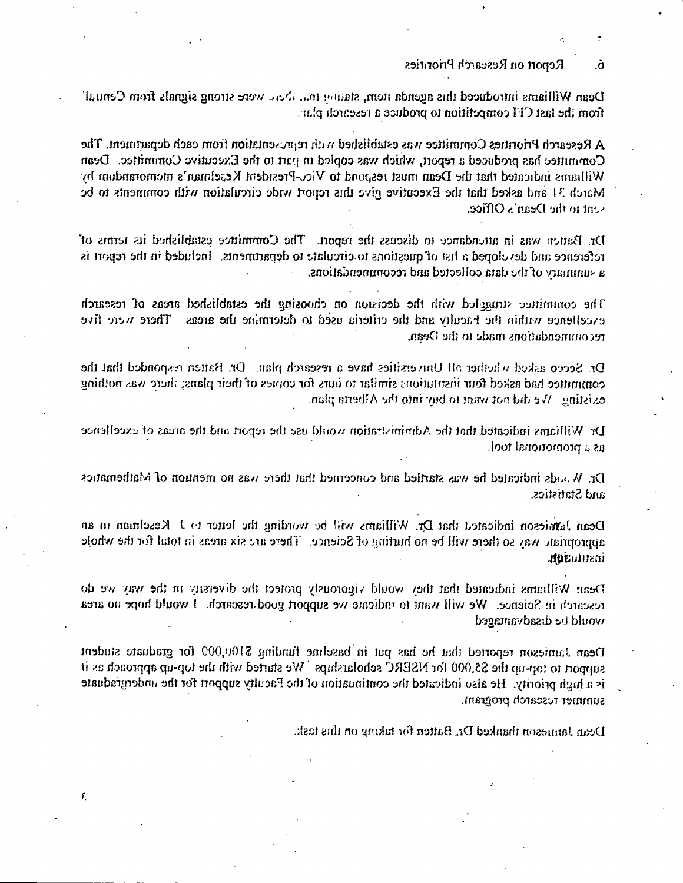6. Report on Research Priorities

Dean Williams introduced this agenda item, stating that there were strong signals from Central from the last CFI competition to produce a research plan.

A Research Priorities Committee was established with representation from each department. The Committee has produced a report, which was copied in part to the Executive Committee. Dean Williams indicated that the Dean must respond to Vice-President Keselman's memorandum by March 31 and asked that the Executive give this report wide circulation with comments to be sent to the Dean's Office.

Dr. Batten was in attendance to discuss the report. The Committee established its terms of reference and developed a list of questions to circulate to departments. Included in the report is a summary of the data collected and recommendations.

The committee struggled with the decision on choosing the established areas of research excellence within the Faculty and the criteria used to determine the areas. There were five recommendations made to the Dean.

Dr. Secco asked whether all Universities have a research plan. Dr. Batten responded that the committee had asked four institutions similar to ours for copies of their plans; there was nothing existing. We did not want to buy into the Alberta plan.

Dr. Williams indicated that the Administration would use the report and the areas of excellence as a promotional tool.

Dr. Woods indicated he was startled and concerned that there was no mention of Mathematics and Statistics.

Dean Jamieson indicated that Dr. Williams will be wording the letter to J. Keselman in an appropriate way so there will be no hurting of Science. There are six areas in total for the whole institution.

Dean Williams indicated that they would vigorously protect the diversity in the way we do research in Science. We will want to indicate we support good research. I would hope no area would be disadvantaged.

Dean Jamieson reported that he has put in baseline funding $100,000 for graduate student support to top-up the $5,000 for NSERC scholarships. We started with the top-up approach as it is a high priority. He also indicated the continuation of the Faculty support for the undergraduate summer research program.

Dean Jamieson thanked Dr. Batten for taking on this task.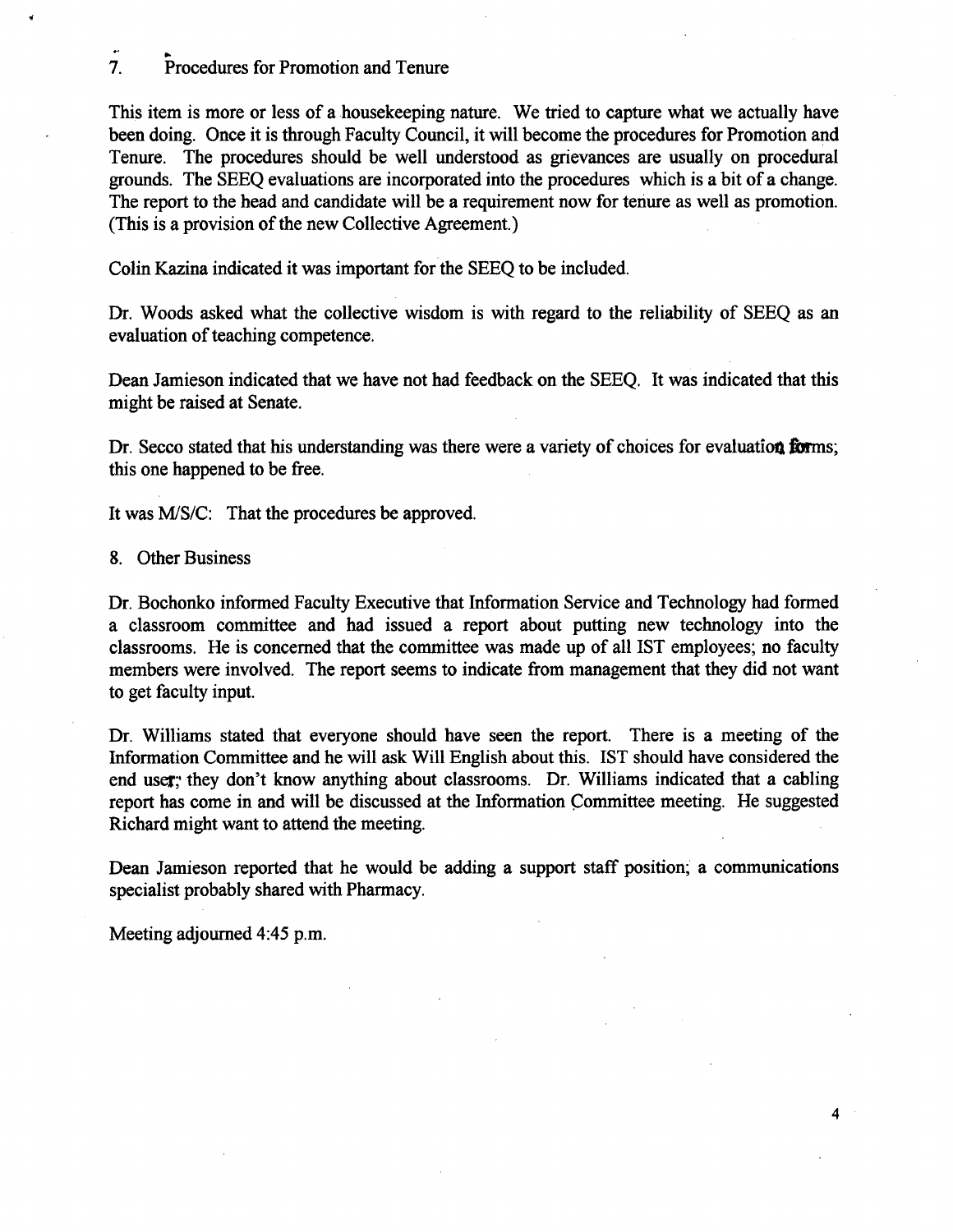## 7. Procedures for Promotion and Tenure

This item is more or less of a housekeeping nature. We tried to capture what we actually have been doing. Once it is through Faculty Council, it will become the procedures for Promotion and Tenure. The procedures should be well understood as grievances are usually on procedural grounds. The SEEQ evaluations are incorporated into the procedures which is a bit of a change. The report to the head and candidate will be a requirement now for tenure as well as promotion. (This is a provision of the new Collective Agreement.)

Colin Kazina indicated it was important for the SEEQ to be included.

Dr. Woods asked what the collective wisdom is with regard to the reliability of SEEQ as an evaluation of teaching competence.

Dean Jamieson indicated that we have not had feedback on the SEEQ. It was indicated that this might be raised at Senate.

Dr. Secco stated that his understanding was there were a variety of choices for evaluation forms; this one happened to be free.

It was M/S/C: That the procedures be approved.

## 8. Other Business

Dr. Bochonko informed Faculty Executive that Information Service and Technology had formed a classroom committee and had issued a report about putting new technology into the classrooms. He is concerned that the committee was made up of all IST employees; no faculty members were involved. The report seems to indicate from management that they did not want to get faculty input.

Dr. Williams stated that everyone should have seen the report. There is a meeting of the Information Committee and he will ask Will English about this. IST should have considered the end user; they don't know anything about classrooms. Dr. Williams indicated that a cabling report has come in and will be discussed at the Information Committee meeting. He suggested Richard might want to attend the meeting.

Dean Jamieson reported that he would be adding a support staff position; a communications specialist probably shared with Pharmacy.

Meeting adjourned 4:45 p.m.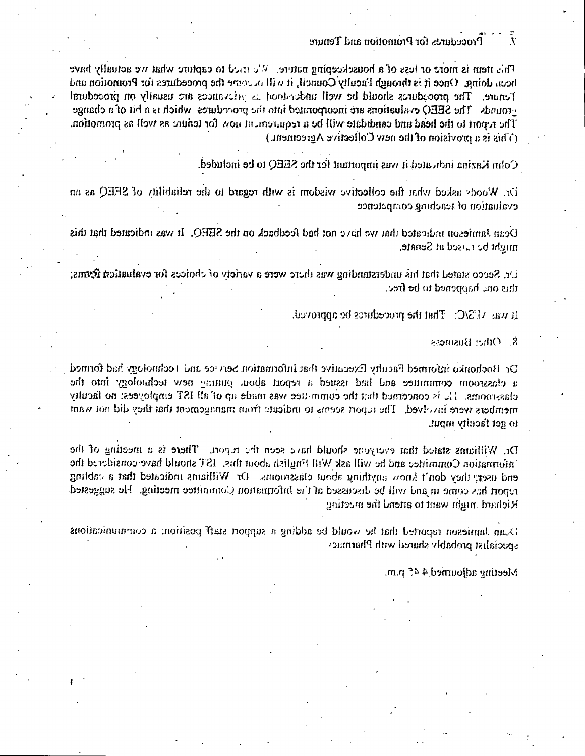7. Procedures for Promotion and Tenure

This item is more or less of a housekeeping nature. We tried to capture what we actually have been doing. Once it is through Faculty Council, it will become the procedures for Promotion and Tenure. The procedures should be well understood as grievances are usually on procedural grounds. The SEEQ evaluations are incorporated into the procedures which is a bit of a change. The report to the head and candidate will be a requirement now for tenure as well as promotion. (This is a provision of the new Collective Agreement.)

Colin Kazina indicated it was important for the SEEQ to be included.

Dr. Woods asked what the collective wisdom is with regard to the reliability of SEEQ as an evaluation of teaching competence.

Dean Jamieson indicated that we have not had feedback on the SEEQ. It was indicated that this might be raised at Senate.

Dr. Secco stated that his understanding was there were a variety of choices for evaluation forms; this one happened to be free.

It was M/S/C: That the procedures be approved.

8. Other Business

Dr. Hochonko informed Faculty Executive that Information Service and Technology had formed a classroom committee and had issued a report about putting new technology into the classrooms. He is concerned that the committee was made up of all IST employees; no faculty members were involved. The report seems to indicate from management that they did not want to get faculty input.

Dr. Williams stated that everyone should have seen the report. There is a meeting of the Information Committee and he will ask Will English about this. IST should have considered the end user; they don't know anything about classrooms. Dr. Williams indicated that a cabling report has come in and will be discussed at the Information Committee meeting. He suggested Richard might want to attend the meeting.

Dean Jamieson reported that he would be adding a support staff position: a communications specialist probably shared with Pharmacy.

Meeting adjourned 4:45 p.m.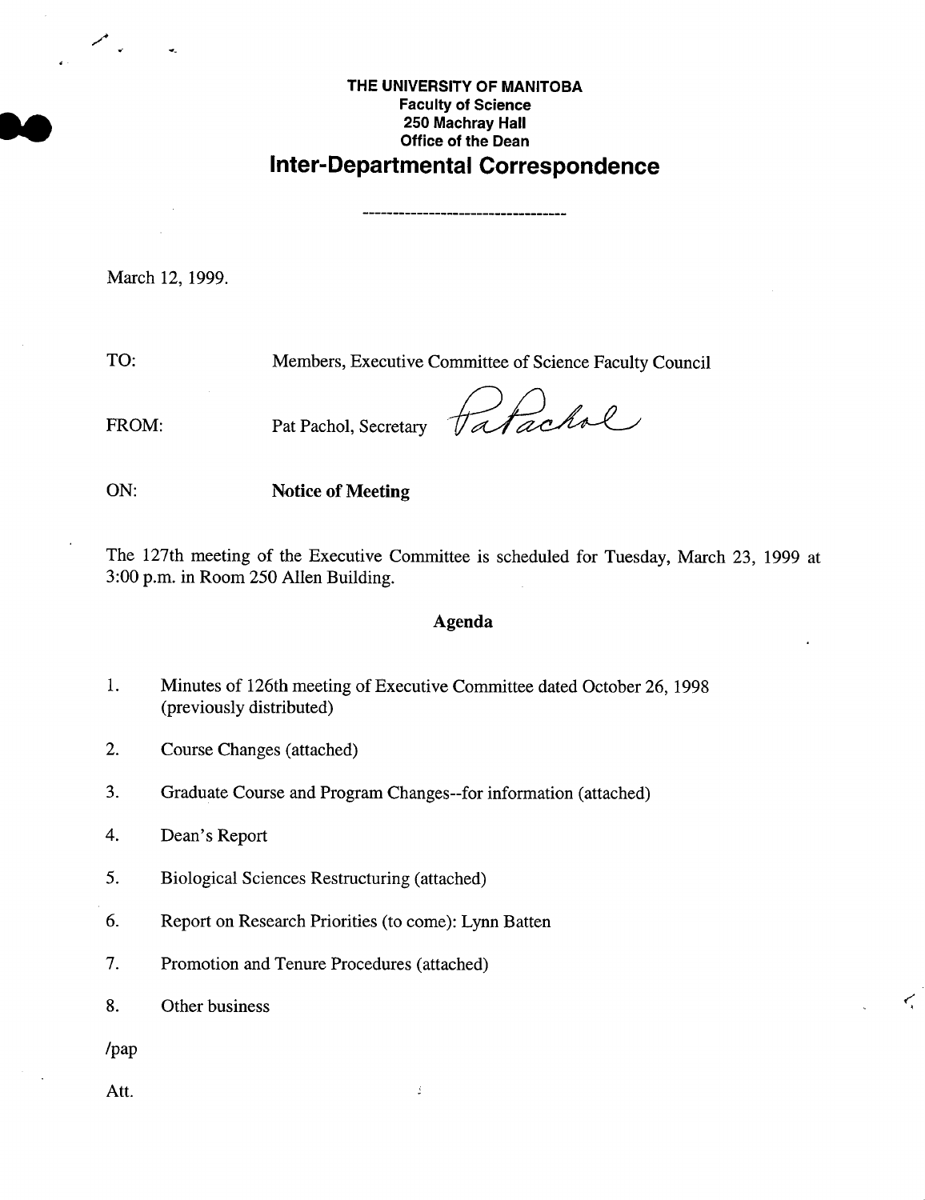**THE UNIVERSITY OF MANITOBA**
**Faculty of Science**
**250 Machray Hall**
**Office of the Dean**

# Inter-Departmental Correspondence

---

March 12, 1999.

TO: Members, Executive Committee of Science Faculty Council

FROM: Pat Pachol, Secretary Pat Pachol

ON: **Notice of Meeting**

The 127th meeting of the Executive Committee is scheduled for Tuesday, March 23, 1999 at 3:00 p.m. in Room 250 Allen Building.

## Agenda

1. Minutes of 126th meeting of Executive Committee dated October 26, 1998 (previously distributed)
2. Course Changes (attached)
3. Graduate Course and Program Changes--for information (attached)
4. Dean's Report
5. Biological Sciences Restructuring (attached)
6. Report on Research Priorities (to come): Lynn Batten
7. Promotion and Tenure Procedures (attached)
8. Other business

/pap

Att.